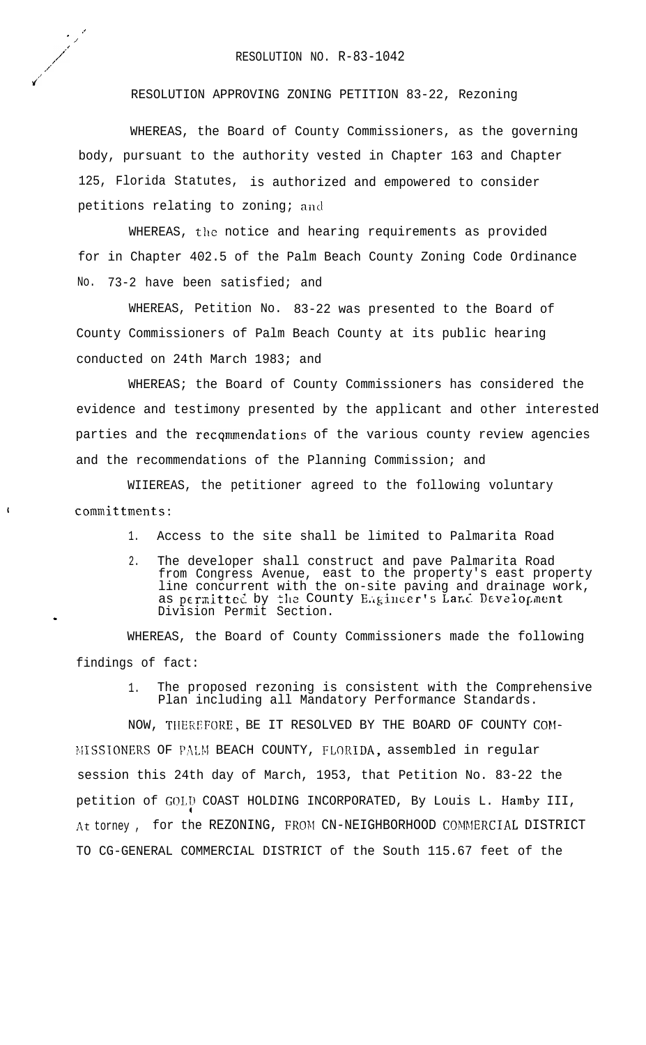RESOLUTION NO. R-83-1042

RESOLUTION APPROVING ZONING PETITION 83-22, Rezoning

WHEREAS, the Board of County Commissioners, as the governing body, pursuant to the authority vested in Chapter 163 and Chapter 125, Florida Statutes, is authorized and empowered to consider petitions relating to zoning; and

WHEREAS, the notice and hearing requirements as provided for in Chapter 402.5 of the Palm Beach County Zoning Code Ordinance No. 73-2 have been satisfied; and

WHEREAS, Petition No. 83-22 was presented to the Board of County Commissioners of Palm Beach County at its public hearing conducted on 24th March 1983; and

WHEREAS; the Board of County Commissioners has considered the evidence and testimony presented by the applicant and other interested parties and the recommendations of the various county review agencies and the recommendations of the Planning Commission; and

WHEREAS, the petitioner agreed to the following voluntary committments:

1. Access to the site shall be limited to Palmarita Road
2. The developer shall construct and pave Palmarita Road from Congress Avenue, east to the property's east property line concurrent with the on-site paving and drainage work, as permitted by the County Engineer's Land Development Division Permit Section.

WHEREAS, the Board of County Commissioners made the following findings of fact:

1. The proposed rezoning is consistent with the Comprehensive Plan including all Mandatory Performance Standards.

NOW, THEREFORE, BE IT RESOLVED BY THE BOARD OF COUNTY COMMISSIONERS OF PALM BEACH COUNTY, FLORIDA, assembled in regular session this 24th day of March, 1953, that Petition No. 83-22 the petition of GOLD COAST HOLDING INCORPORATED, By Louis L. Hamby III, Attorney, for the REZONING, FROM CN-NEIGHBORHOOD COMMERCIAL DISTRICT TO CG-GENERAL COMMERCIAL DISTRICT of the South 115.67 feet of the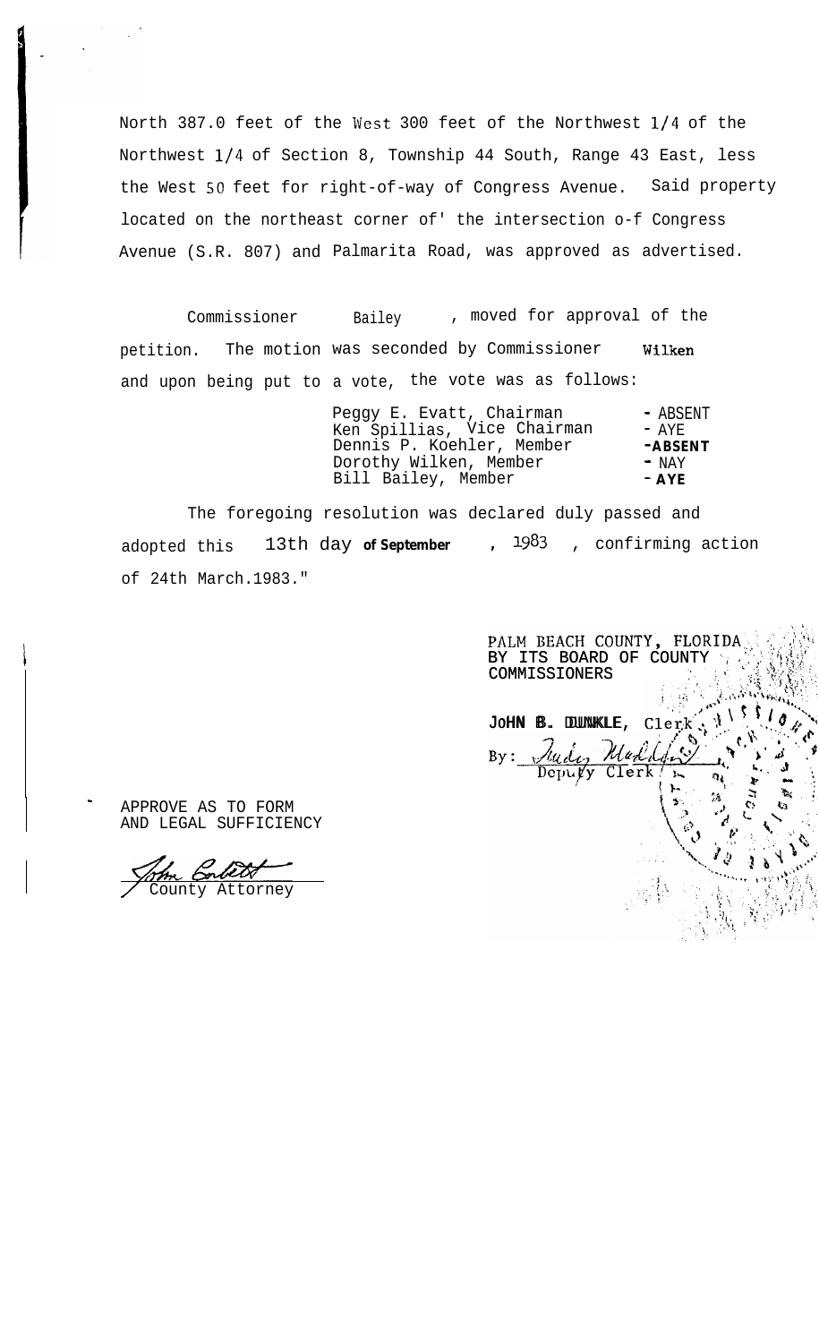North 387.0 feet of the West 300 feet of the Northwest 1/4 of the Northwest 1/4 of Section 8, Township 44 South, Range 43 East, less the West 50 feet for right-of-way of Congress Avenue. Said property located on the northeast corner of' the intersection o-f Congress Avenue (S.R. 807) and Palmarita Road, was approved as advertised.

Commissioner Bailey , moved for approval of the petition. The motion was seconded by Commissioner Wilken and upon being put to a vote, the vote was as follows:

| | |
|---|---|
| Peggy E. Evatt, Chairman | - ABSENT |
| Ken Spillias, Vice Chairman | - AYE |
| Dennis P. Koehler, Member | - ABSENT |
| Dorothy Wilken, Member | - NAY |
| Bill Bailey, Member | - AYE |

The foregoing resolution was declared duly passed and adopted this 13th day of September , 1983 , confirming action of 24th March.1983."

PALM BEACH COUNTY, FLORIDA
BY ITS BOARD OF COUNTY COMMISSIONERS

JOHN B. DUNKLE, Clerk

By: Judy Maddox
Deputy Clerk

APPROVE AS TO FORM
AND LEGAL SUFFICIENCY

John Corbett
County Attorney